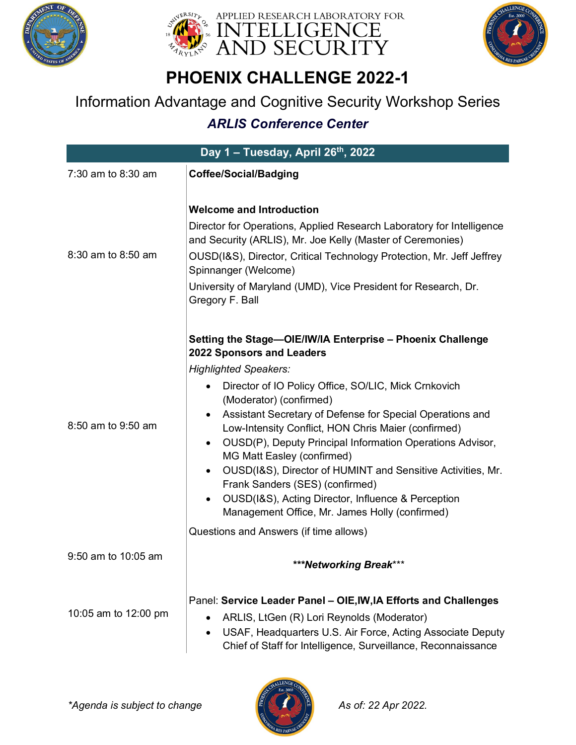APPLIED RESEARCH LABORATORY FOR INTELLIGENCE AND SECURITY

# PHOENIX CHALLENGE 2022-1

## Information Advantage and Cognitive Security Workshop Series

### *ARLIS Conference Center*

## Day 1 – Tuesday, April 26th, 2022

7:30 am to 8:30 am — **Coffee/Social/Badging**

8:30 am to 8:50 am — **Welcome and Introduction**

Director for Operations, Applied Research Laboratory for Intelligence and Security (ARLIS), Mr. Joe Kelly (Master of Ceremonies)

OUSD(I&S), Director, Critical Technology Protection, Mr. Jeff Jeffrey Spinnanger (Welcome)

University of Maryland (UMD), Vice President for Research, Dr. Gregory F. Ball

8:50 am to 9:50 am — **Setting the Stage—OIE/IW/IA Enterprise – Phoenix Challenge 2022 Sponsors and Leaders**

*Highlighted Speakers:*

- Director of IO Policy Office, SO/LIC, Mick Crnkovich (Moderator) (confirmed)
- Assistant Secretary of Defense for Special Operations and Low-Intensity Conflict, HON Chris Maier (confirmed)
- OUSD(P), Deputy Principal Information Operations Advisor, MG Matt Easley (confirmed)
- OUSD(I&S), Director of HUMINT and Sensitive Activities, Mr. Frank Sanders (SES) (confirmed)
- OUSD(I&S), Acting Director, Influence & Perception Management Office, Mr. James Holly (confirmed)

Questions and Answers (if time allows)

9:50 am to 10:05 am — ****\*\*\*Networking Break\*\*\*****

10:05 am to 12:00 pm — Panel: **Service Leader Panel – OIE,IW,IA Efforts and Challenges**

- ARLIS, LtGen (R) Lori Reynolds (Moderator)
- USAF, Headquarters U.S. Air Force, Acting Associate Deputy Chief of Staff for Intelligence, Surveillance, Reconnaissance

*\*Agenda is subject to change*

*As of: 22 Apr 2022.*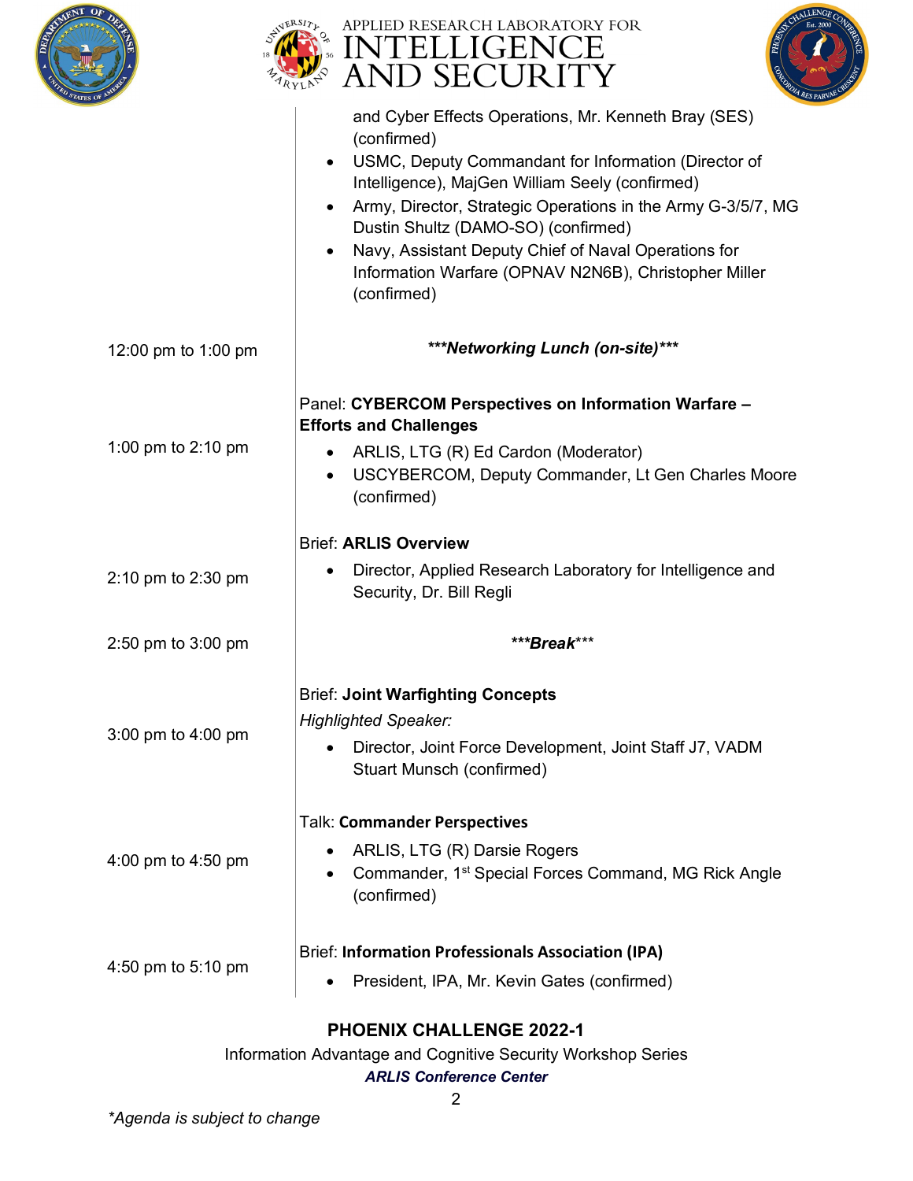| | |
|---|---|
| | and Cyber Effects Operations, Mr. Kenneth Bray (SES) (confirmed)<br>• USMC, Deputy Commandant for Information (Director of Intelligence), MajGen William Seely (confirmed)<br>• Army, Director, Strategic Operations in the Army G-3/5/7, MG Dustin Shultz (DAMO-SO) (confirmed)<br>• Navy, Assistant Deputy Chief of Naval Operations for Information Warfare (OPNAV N2N6B), Christopher Miller (confirmed) |
| 12:00 pm to 1:00 pm | ***Networking Lunch (on-site)*** |
| 1:00 pm to 2:10 pm | Panel: **CYBERCOM Perspectives on Information Warfare – Efforts and Challenges**<br>• ARLIS, LTG (R) Ed Cardon (Moderator)<br>• USCYBERCOM, Deputy Commander, Lt Gen Charles Moore (confirmed) |
| 2:10 pm to 2:30 pm | Brief: **ARLIS Overview**<br>• Director, Applied Research Laboratory for Intelligence and Security, Dr. Bill Regli |
| 2:50 pm to 3:00 pm | ****Break**** |
| 3:00 pm to 4:00 pm | Brief: **Joint Warfighting Concepts**<br>*Highlighted Speaker:*<br>• Director, Joint Force Development, Joint Staff J7, VADM Stuart Munsch (confirmed) |
| 4:00 pm to 4:50 pm | Talk: **Commander Perspectives**<br>• ARLIS, LTG (R) Darsie Rogers<br>• Commander, 1st Special Forces Command, MG Rick Angle (confirmed) |
| 4:50 pm to 5:10 pm | Brief: **Information Professionals Association (IPA)**<br>• President, IPA, Mr. Kevin Gates (confirmed) |

**PHOENIX CHALLENGE 2022-1**

Information Advantage and Cognitive Security Workshop Series

***ARLIS Conference Center***

*\*Agenda is subject to change*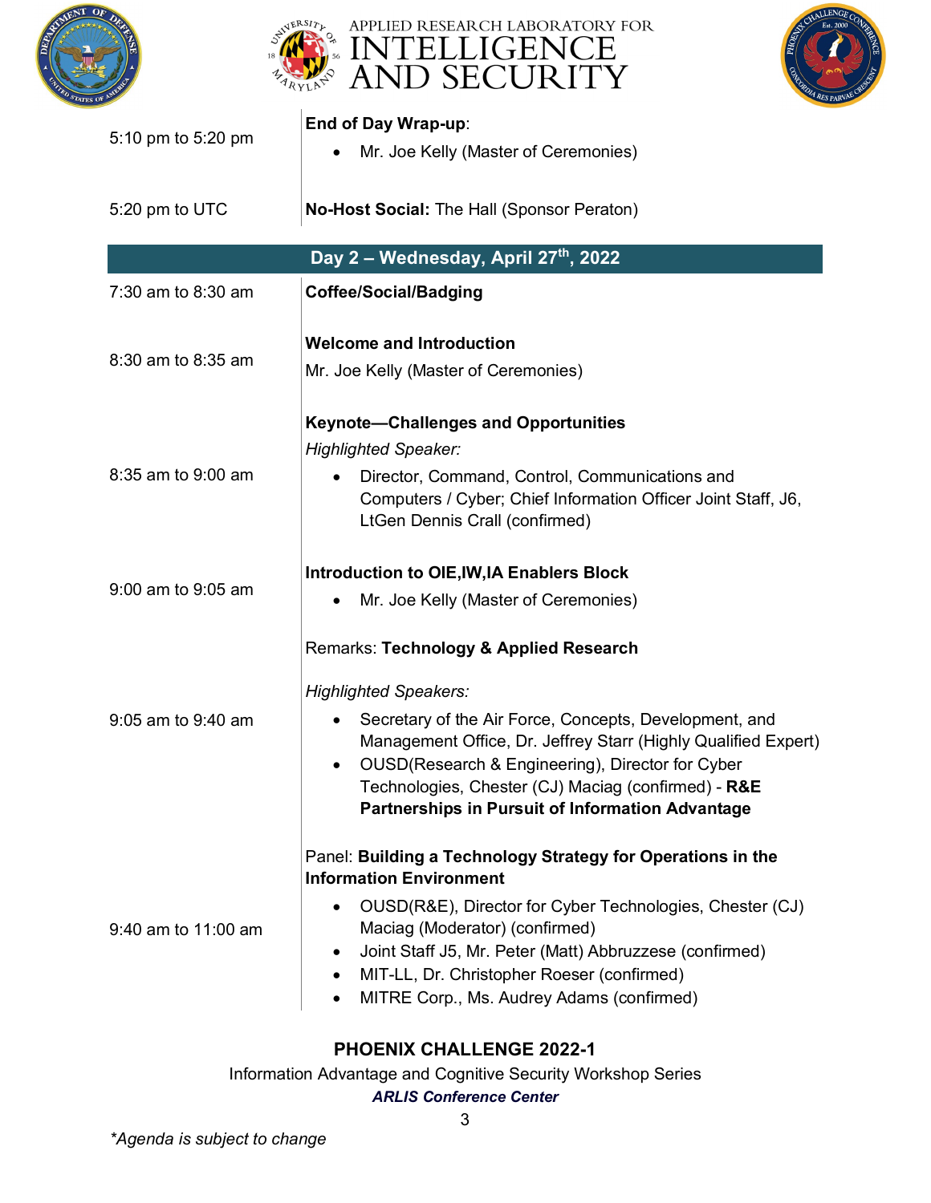| | |
|---|---|
| 5:10 pm to 5:20 pm | **End of Day Wrap-up**:<br>• Mr. Joe Kelly (Master of Ceremonies) |
| 5:20 pm to UTC | **No-Host Social:** The Hall (Sponsor Peraton) |
| **Day 2 – Wednesday, April 27th, 2022** | |
| 7:30 am to 8:30 am | **Coffee/Social/Badging** |
| 8:30 am to 8:35 am | **Welcome and Introduction**<br>Mr. Joe Kelly (Master of Ceremonies) |
| 8:35 am to 9:00 am | **Keynote—Challenges and Opportunities**<br>*Highlighted Speaker:*<br>• Director, Command, Control, Communications and Computers / Cyber; Chief Information Officer Joint Staff, J6, LtGen Dennis Crall (confirmed) |
| 9:00 am to 9:05 am | **Introduction to OIE,IW,IA Enablers Block**<br>• Mr. Joe Kelly (Master of Ceremonies) |
| 9:05 am to 9:40 am | Remarks: **Technology & Applied Research**<br>*Highlighted Speakers:*<br>• Secretary of the Air Force, Concepts, Development, and Management Office, Dr. Jeffrey Starr (Highly Qualified Expert)<br>• OUSD(Research & Engineering), Director for Cyber Technologies, Chester (CJ) Maciag (confirmed) - **R&E Partnerships in Pursuit of Information Advantage** |
| 9:40 am to 11:00 am | Panel: **Building a Technology Strategy for Operations in the Information Environment**<br>• OUSD(R&E), Director for Cyber Technologies, Chester (CJ) Maciag (Moderator) (confirmed)<br>• Joint Staff J5, Mr. Peter (Matt) Abbruzzese (confirmed)<br>• MIT-LL, Dr. Christopher Roeser (confirmed)<br>• MITRE Corp., Ms. Audrey Adams (confirmed) |

**PHOENIX CHALLENGE 2022-1**

Information Advantage and Cognitive Security Workshop Series

***ARLIS Conference Center***

*\*Agenda is subject to change*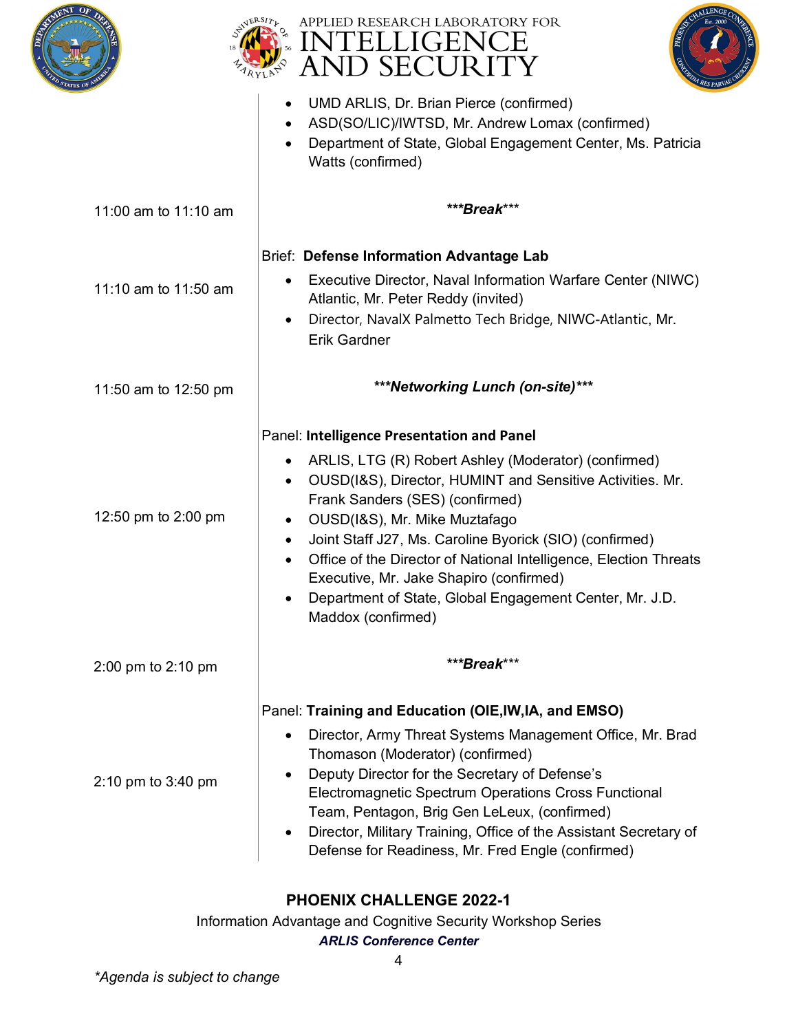| | |
|---|---|
| | • UMD ARLIS, Dr. Brian Pierce (confirmed)<br>• ASD(SO/LIC)/IWTSD, Mr. Andrew Lomax (confirmed)<br>• Department of State, Global Engagement Center, Ms. Patricia Watts (confirmed) |
| 11:00 am to 11:10 am | ***Break*** |
| 11:10 am to 11:50 am | Brief: **Defense Information Advantage Lab**<br>• Executive Director, Naval Information Warfare Center (NIWC) Atlantic, Mr. Peter Reddy (invited)<br>• Director, NavalX Palmetto Tech Bridge, NIWC-Atlantic, Mr. Erik Gardner |
| 11:50 am to 12:50 pm | ***Networking Lunch (on-site)*** |
| 12:50 pm to 2:00 pm | Panel: **Intelligence Presentation and Panel**<br>• ARLIS, LTG (R) Robert Ashley (Moderator) (confirmed)<br>• OUSD(I&S), Director, HUMINT and Sensitive Activities. Mr. Frank Sanders (SES) (confirmed)<br>• OUSD(I&S), Mr. Mike Muztafago<br>• Joint Staff J27, Ms. Caroline Byorick (SIO) (confirmed)<br>• Office of the Director of National Intelligence, Election Threats Executive, Mr. Jake Shapiro (confirmed)<br>• Department of State, Global Engagement Center, Mr. J.D. Maddox (confirmed) |
| 2:00 pm to 2:10 pm | ***Break*** |
| 2:10 pm to 3:40 pm | Panel: **Training and Education (OIE,IW,IA, and EMSO)**<br>• Director, Army Threat Systems Management Office, Mr. Brad Thomason (Moderator) (confirmed)<br>• Deputy Director for the Secretary of Defense's Electromagnetic Spectrum Operations Cross Functional Team, Pentagon, Brig Gen LeLeux, (confirmed)<br>• Director, Military Training, Office of the Assistant Secretary of Defense for Readiness, Mr. Fred Engle (confirmed) |

**PHOENIX CHALLENGE 2022-1**

Information Advantage and Cognitive Security Workshop Series

***ARLIS Conference Center***

*\*Agenda is subject to change*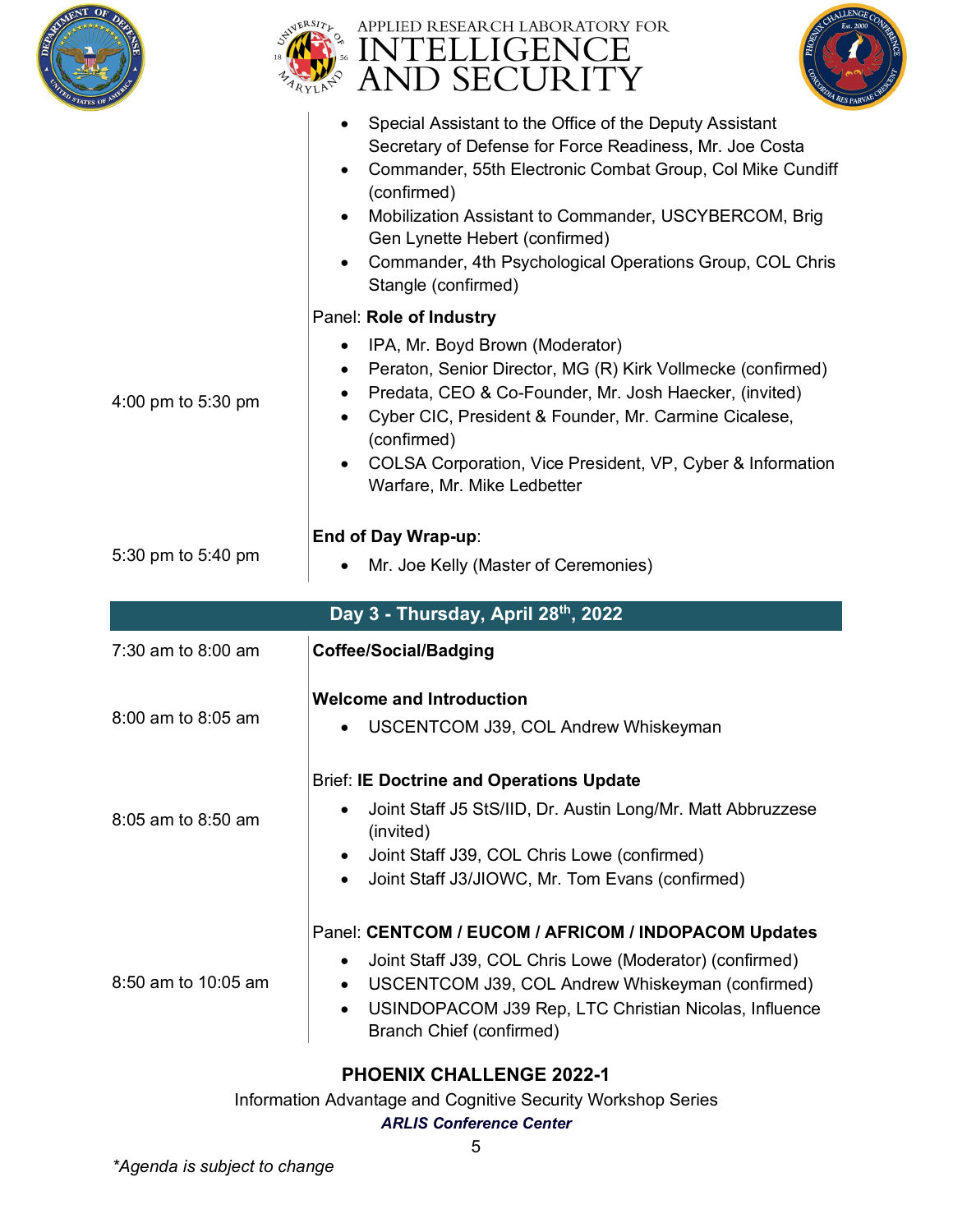| | |
|---|---|
| | • Special Assistant to the Office of the Deputy Assistant Secretary of Defense for Force Readiness, Mr. Joe Costa<br>• Commander, 55th Electronic Combat Group, Col Mike Cundiff (confirmed)<br>• Mobilization Assistant to Commander, USCYBERCOM, Brig Gen Lynette Hebert (confirmed)<br>• Commander, 4th Psychological Operations Group, COL Chris Stangle (confirmed) |
| 4:00 pm to 5:30 pm | Panel: **Role of Industry**<br>• IPA, Mr. Boyd Brown (Moderator)<br>• Peraton, Senior Director, MG (R) Kirk Vollmecke (confirmed)<br>• Predata, CEO & Co-Founder, Mr. Josh Haecker, (invited)<br>• Cyber CIC, President & Founder, Mr. Carmine Cicalese, (confirmed)<br>• COLSA Corporation, Vice President, VP, Cyber & Information Warfare, Mr. Mike Ledbetter |
| 5:30 pm to 5:40 pm | **End of Day Wrap-up**:<br>• Mr. Joe Kelly (Master of Ceremonies) |

## Day 3 - Thursday, April 28th, 2022

| | |
|---|---|
| 7:30 am to 8:00 am | **Coffee/Social/Badging** |
| 8:00 am to 8:05 am | **Welcome and Introduction**<br>• USCENTCOM J39, COL Andrew Whiskeyman |
| 8:05 am to 8:50 am | Brief: **IE Doctrine and Operations Update**<br>• Joint Staff J5 StS/IID, Dr. Austin Long/Mr. Matt Abbruzzese (invited)<br>• Joint Staff J39, COL Chris Lowe (confirmed)<br>• Joint Staff J3/JIOWC, Mr. Tom Evans (confirmed) |
| 8:50 am to 10:05 am | Panel: **CENTCOM / EUCOM / AFRICOM / INDOPACOM Updates**<br>• Joint Staff J39, COL Chris Lowe (Moderator) (confirmed)<br>• USCENTCOM J39, COL Andrew Whiskeyman (confirmed)<br>• USINDOPACOM J39 Rep, LTC Christian Nicolas, Influence Branch Chief (confirmed) |

**PHOENIX CHALLENGE 2022-1**

Information Advantage and Cognitive Security Workshop Series

***ARLIS Conference Center***

*\*Agenda is subject to change*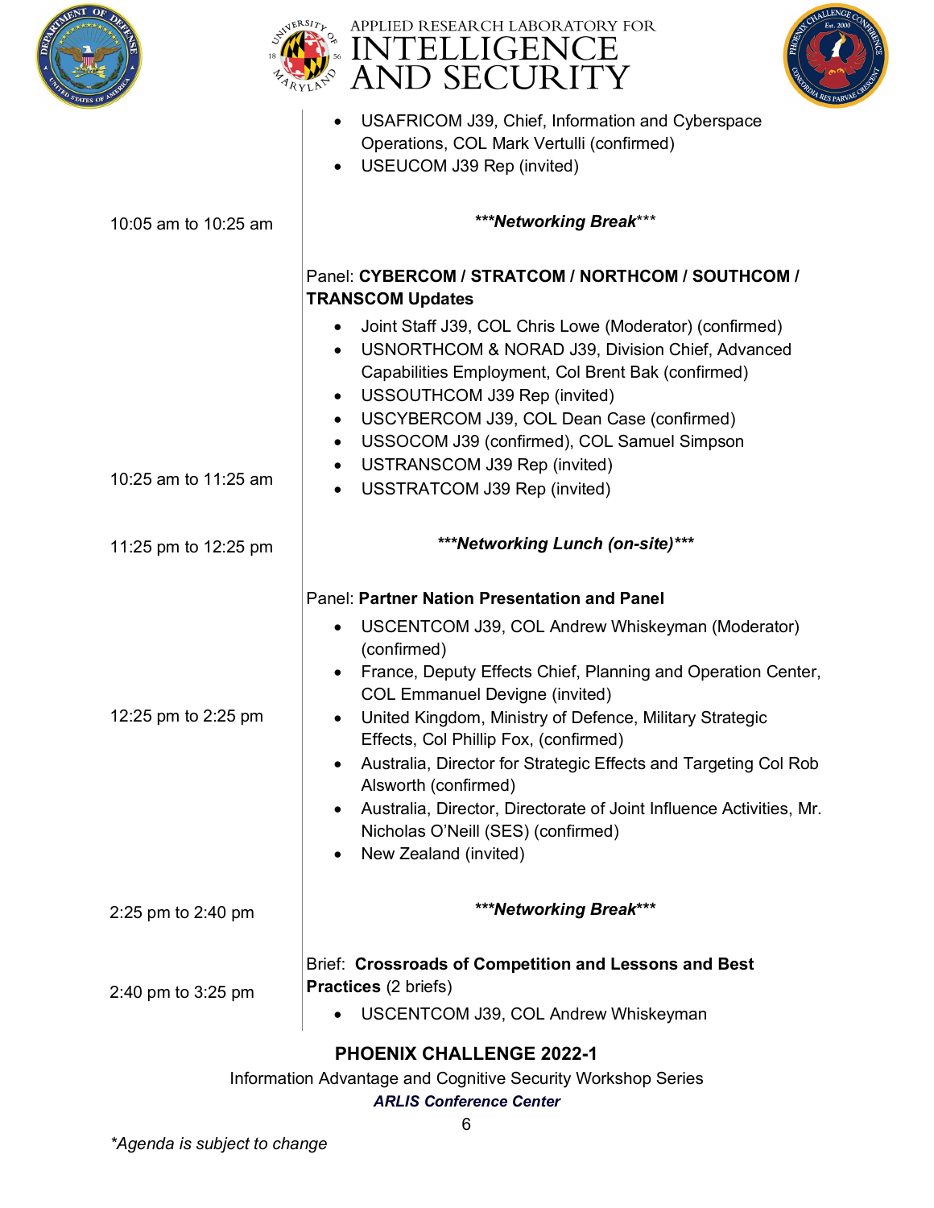| | |
|---|---|
| | • USAFRICOM J39, Chief, Information and Cyberspace Operations, COL Mark Vertulli (confirmed)<br>• USEUCOM J39 Rep (invited) |
| 10:05 am to 10:25 am | ***Networking Break*** |
| 10:25 am to 11:25 am | Panel: **CYBERCOM / STRATCOM / NORTHCOM / SOUTHCOM / TRANSCOM Updates**<br>• Joint Staff J39, COL Chris Lowe (Moderator) (confirmed)<br>• USNORTHCOM & NORAD J39, Division Chief, Advanced Capabilities Employment, Col Brent Bak (confirmed)<br>• USSOUTHCOM J39 Rep (invited)<br>• USCYBERCOM J39, COL Dean Case (confirmed)<br>• USSOCOM J39 (confirmed), COL Samuel Simpson<br>• USTRANSCOM J39 Rep (invited)<br>• USSTRATCOM J39 Rep (invited) |
| 11:25 pm to 12:25 pm | ***Networking Lunch (on-site)*** |
| 12:25 pm to 2:25 pm | Panel: **Partner Nation Presentation and Panel**<br>• USCENTCOM J39, COL Andrew Whiskeyman (Moderator) (confirmed)<br>• France, Deputy Effects Chief, Planning and Operation Center, COL Emmanuel Devigne (invited)<br>• United Kingdom, Ministry of Defence, Military Strategic Effects, Col Phillip Fox, (confirmed)<br>• Australia, Director for Strategic Effects and Targeting Col Rob Alsworth (confirmed)<br>• Australia, Director, Directorate of Joint Influence Activities, Mr. Nicholas O'Neill (SES) (confirmed)<br>• New Zealand (invited) |
| 2:25 pm to 2:40 pm | ***Networking Break*** |
| 2:40 pm to 3:25 pm | Brief: **Crossroads of Competition and Lessons and Best Practices** (2 briefs)<br>• USCENTCOM J39, COL Andrew Whiskeyman |

**PHOENIX CHALLENGE 2022-1**

Information Advantage and Cognitive Security Workshop Series

***ARLIS Conference Center***

*Agenda is subject to change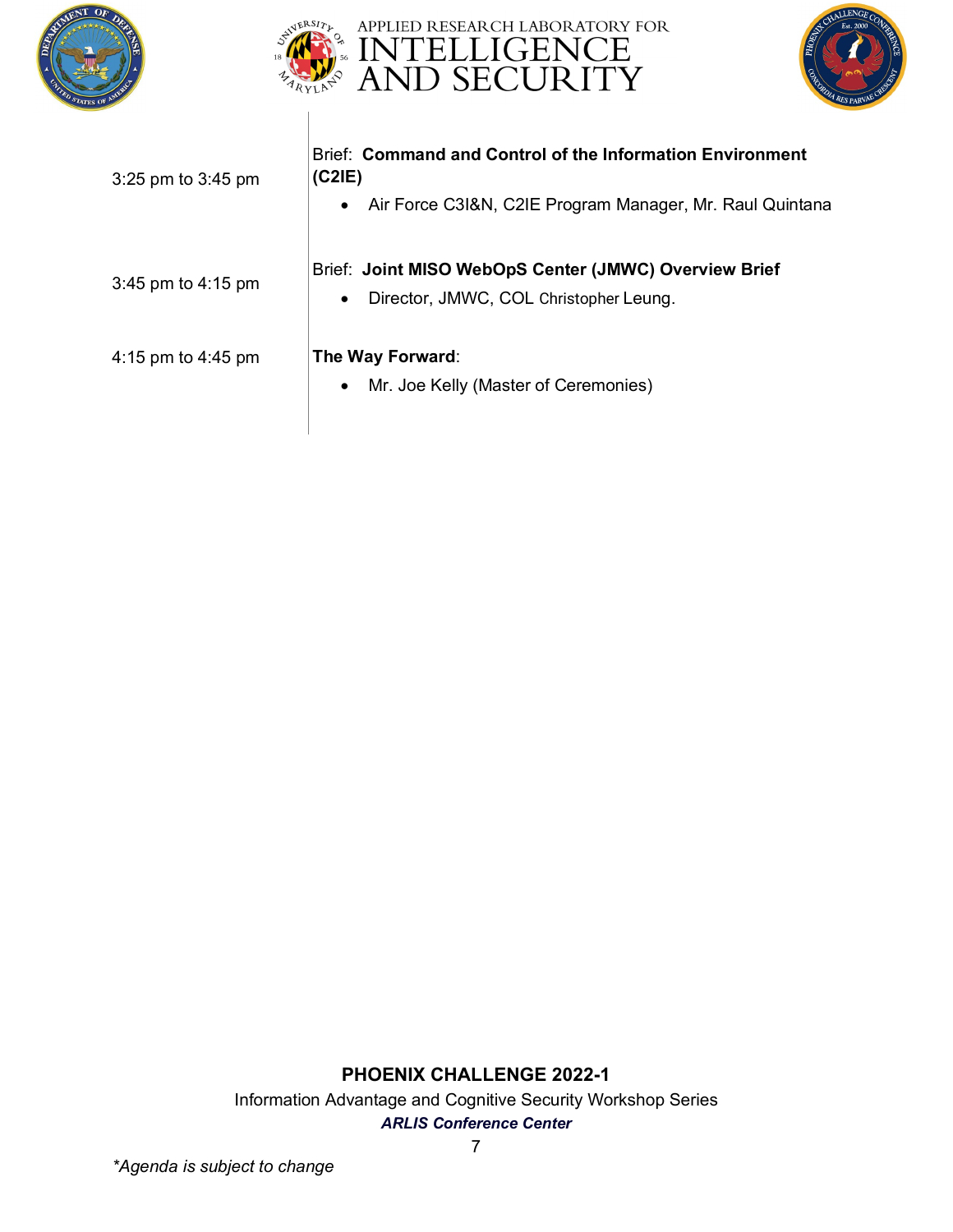| | |
|---|---|
| 3:25 pm to 3:45 pm | Brief: **Command and Control of the Information Environment (C2IE)**<br>• Air Force C3I&N, C2IE Program Manager, Mr. Raul Quintana |
| 3:45 pm to 4:15 pm | Brief: **Joint MISO WebOpS Center (JMWC) Overview Brief**<br>• Director, JMWC, COL Christopher Leung. |
| 4:15 pm to 4:45 pm | **The Way Forward**:<br>• Mr. Joe Kelly (Master of Ceremonies) |

**PHOENIX CHALLENGE 2022-1**

Information Advantage and Cognitive Security Workshop Series

***ARLIS Conference Center***

**Agenda is subject to change*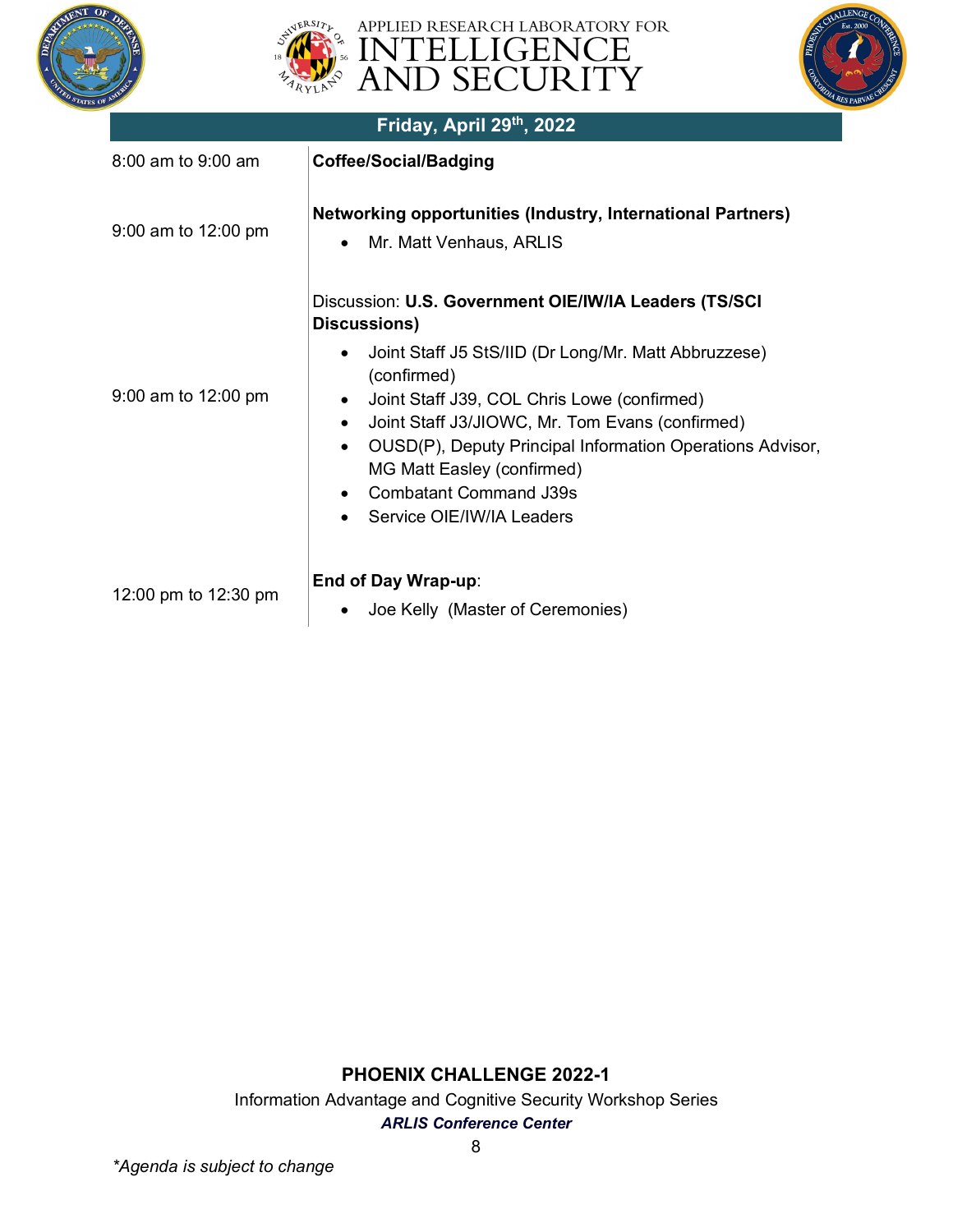APPLIED RESEARCH LABORATORY FOR INTELLIGENCE AND SECURITY

## Friday, April 29th, 2022

| | |
|---|---|
| 8:00 am to 9:00 am | **Coffee/Social/Badging** |
| 9:00 am to 12:00 pm | **Networking opportunities (Industry, International Partners)**<br>• Mr. Matt Venhaus, ARLIS |
| 9:00 am to 12:00 pm | Discussion: **U.S. Government OIE/IW/IA Leaders (TS/SCI Discussions)**<br>• Joint Staff J5 StS/IID (Dr Long/Mr. Matt Abbruzzese) (confirmed)<br>• Joint Staff J39, COL Chris Lowe (confirmed)<br>• Joint Staff J3/JIOWC, Mr. Tom Evans (confirmed)<br>• OUSD(P), Deputy Principal Information Operations Advisor, MG Matt Easley (confirmed)<br>• Combatant Command J39s<br>• Service OIE/IW/IA Leaders |
| 12:00 pm to 12:30 pm | **End of Day Wrap-up**:<br>• Joe Kelly (Master of Ceremonies) |

**PHOENIX CHALLENGE 2022-1**

Information Advantage and Cognitive Security Workshop Series

***ARLIS Conference Center***

*\*Agenda is subject to change*